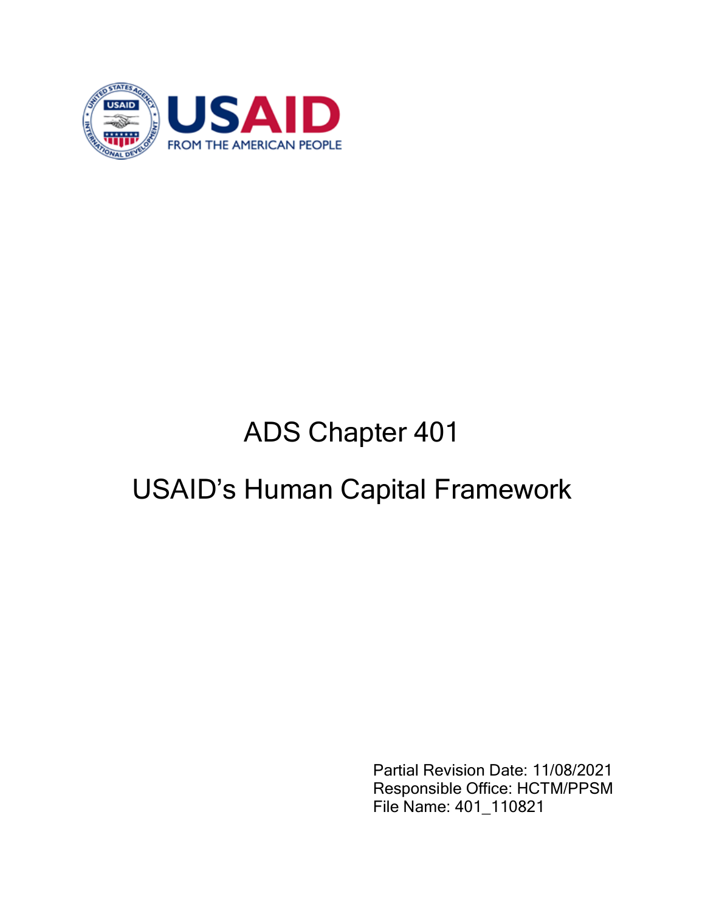# ADS Chapter 401

# USAID's Human Capital Framework

Partial Revision Date: 11/08/2021
Responsible Office: HCTM/PPSM
File Name: 401_110821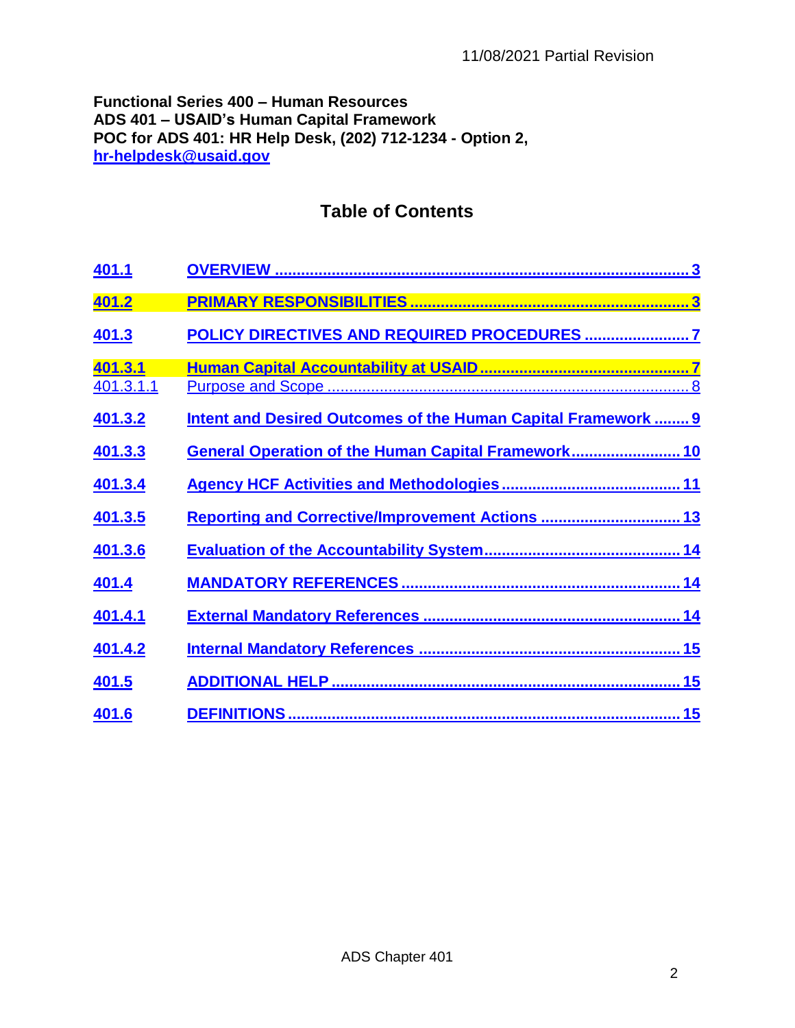11/08/2021 Partial Revision

**Functional Series 400 – Human Resources**
**ADS 401 – USAID's Human Capital Framework**
**POC for ADS 401: HR Help Desk, (202) 712-1234 - Option 2, hr-helpdesk@usaid.gov**

## Table of Contents

| | | |
|---|---|---|
| **401.1** | **OVERVIEW** | **3** |
| **401.2** | **PRIMARY RESPONSIBILITIES** | **3** |
| **401.3** | **POLICY DIRECTIVES AND REQUIRED PROCEDURES** | **7** |
| **401.3.1** | **Human Capital Accountability at USAID** | **7** |
| 401.3.1.1 | Purpose and Scope | 8 |
| **401.3.2** | **Intent and Desired Outcomes of the Human Capital Framework** | **9** |
| **401.3.3** | **General Operation of the Human Capital Framework** | **10** |
| **401.3.4** | **Agency HCF Activities and Methodologies** | **11** |
| **401.3.5** | **Reporting and Corrective/Improvement Actions** | **13** |
| **401.3.6** | **Evaluation of the Accountability System** | **14** |
| **401.4** | **MANDATORY REFERENCES** | **14** |
| **401.4.1** | **External Mandatory References** | **14** |
| **401.4.2** | **Internal Mandatory References** | **15** |
| **401.5** | **ADDITIONAL HELP** | **15** |
| **401.6** | **DEFINITIONS** | **15** |

ADS Chapter 401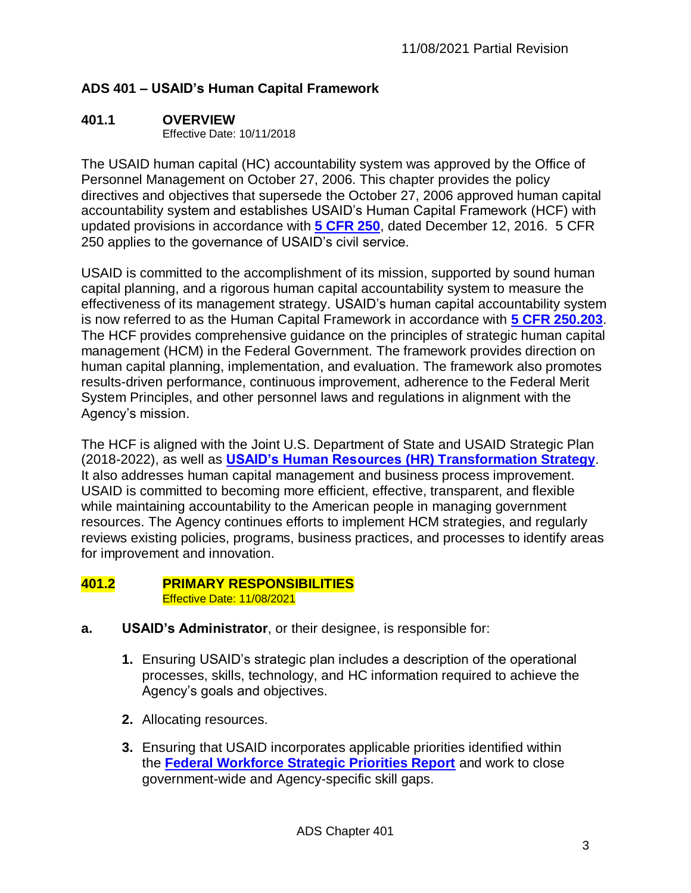**ADS 401 – USAID's Human Capital Framework**

## 401.1 OVERVIEW

Effective Date: 10/11/2018

The USAID human capital (HC) accountability system was approved by the Office of Personnel Management on October 27, 2006. This chapter provides the policy directives and objectives that supersede the October 27, 2006 approved human capital accountability system and establishes USAID's Human Capital Framework (HCF) with updated provisions in accordance with **5 CFR 250**, dated December 12, 2016. 5 CFR 250 applies to the governance of USAID's civil service.

USAID is committed to the accomplishment of its mission, supported by sound human capital planning, and a rigorous human capital accountability system to measure the effectiveness of its management strategy. USAID's human capital accountability system is now referred to as the Human Capital Framework in accordance with **5 CFR 250.203**. The HCF provides comprehensive guidance on the principles of strategic human capital management (HCM) in the Federal Government. The framework provides direction on human capital planning, implementation, and evaluation. The framework also promotes results-driven performance, continuous improvement, adherence to the Federal Merit System Principles, and other personnel laws and regulations in alignment with the Agency's mission.

The HCF is aligned with the Joint U.S. Department of State and USAID Strategic Plan (2018-2022), as well as **USAID's Human Resources (HR) Transformation Strategy**. It also addresses human capital management and business process improvement. USAID is committed to becoming more efficient, effective, transparent, and flexible while maintaining accountability to the American people in managing government resources. The Agency continues efforts to implement HCM strategies, and regularly reviews existing policies, programs, business practices, and processes to identify areas for improvement and innovation.

## 401.2 PRIMARY RESPONSIBILITIES

Effective Date: 11/08/2021

**a. USAID's Administrator**, or their designee, is responsible for:

1. Ensuring USAID's strategic plan includes a description of the operational processes, skills, technology, and HC information required to achieve the Agency's goals and objectives.
2. Allocating resources.
3. Ensuring that USAID incorporates applicable priorities identified within the **Federal Workforce Strategic Priorities Report** and work to close government-wide and Agency-specific skill gaps.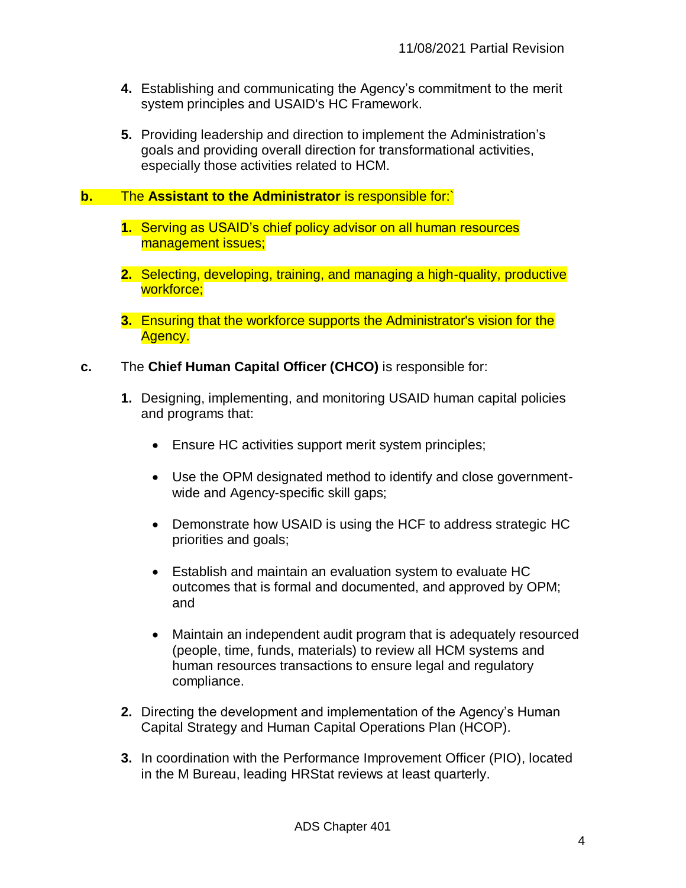4. Establishing and communicating the Agency's commitment to the merit system principles and USAID's HC Framework.

5. Providing leadership and direction to implement the Administration's goals and providing overall direction for transformational activities, especially those activities related to HCM.

**b.** The **Assistant to the Administrator** is responsible for:`

1. Serving as USAID's chief policy advisor on all human resources management issues;

2. Selecting, developing, training, and managing a high-quality, productive workforce;

3. Ensuring that the workforce supports the Administrator's vision for the Agency.

**c.** The **Chief Human Capital Officer (CHCO)** is responsible for:

1. Designing, implementing, and monitoring USAID human capital policies and programs that:

   - Ensure HC activities support merit system principles;

   - Use the OPM designated method to identify and close government-wide and Agency-specific skill gaps;

   - Demonstrate how USAID is using the HCF to address strategic HC priorities and goals;

   - Establish and maintain an evaluation system to evaluate HC outcomes that is formal and documented, and approved by OPM; and

   - Maintain an independent audit program that is adequately resourced (people, time, funds, materials) to review all HCM systems and human resources transactions to ensure legal and regulatory compliance.

2. Directing the development and implementation of the Agency's Human Capital Strategy and Human Capital Operations Plan (HCOP).

3. In coordination with the Performance Improvement Officer (PIO), located in the M Bureau, leading HRStat reviews at least quarterly.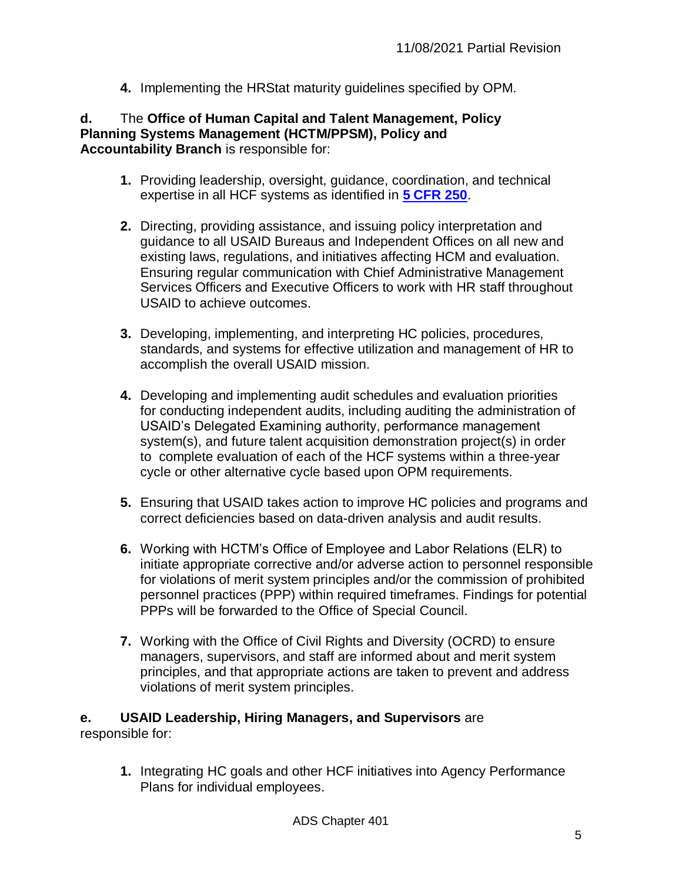**4.** Implementing the HRStat maturity guidelines specified by OPM.

**d.** The **Office of Human Capital and Talent Management, Policy Planning Systems Management (HCTM/PPSM), Policy and Accountability Branch** is responsible for:

**1.** Providing leadership, oversight, guidance, coordination, and technical expertise in all HCF systems as identified in **5 CFR 250**.

**2.** Directing, providing assistance, and issuing policy interpretation and guidance to all USAID Bureaus and Independent Offices on all new and existing laws, regulations, and initiatives affecting HCM and evaluation. Ensuring regular communication with Chief Administrative Management Services Officers and Executive Officers to work with HR staff throughout USAID to achieve outcomes.

**3.** Developing, implementing, and interpreting HC policies, procedures, standards, and systems for effective utilization and management of HR to accomplish the overall USAID mission.

**4.** Developing and implementing audit schedules and evaluation priorities for conducting independent audits, including auditing the administration of USAID's Delegated Examining authority, performance management system(s), and future talent acquisition demonstration project(s) in order to complete evaluation of each of the HCF systems within a three-year cycle or other alternative cycle based upon OPM requirements.

**5.** Ensuring that USAID takes action to improve HC policies and programs and correct deficiencies based on data-driven analysis and audit results.

**6.** Working with HCTM's Office of Employee and Labor Relations (ELR) to initiate appropriate corrective and/or adverse action to personnel responsible for violations of merit system principles and/or the commission of prohibited personnel practices (PPP) within required timeframes. Findings for potential PPPs will be forwarded to the Office of Special Council.

**7.** Working with the Office of Civil Rights and Diversity (OCRD) to ensure managers, supervisors, and staff are informed about and merit system principles, and that appropriate actions are taken to prevent and address violations of merit system principles.

**e.** **USAID Leadership, Hiring Managers, and Supervisors** are responsible for:

**1.** Integrating HC goals and other HCF initiatives into Agency Performance Plans for individual employees.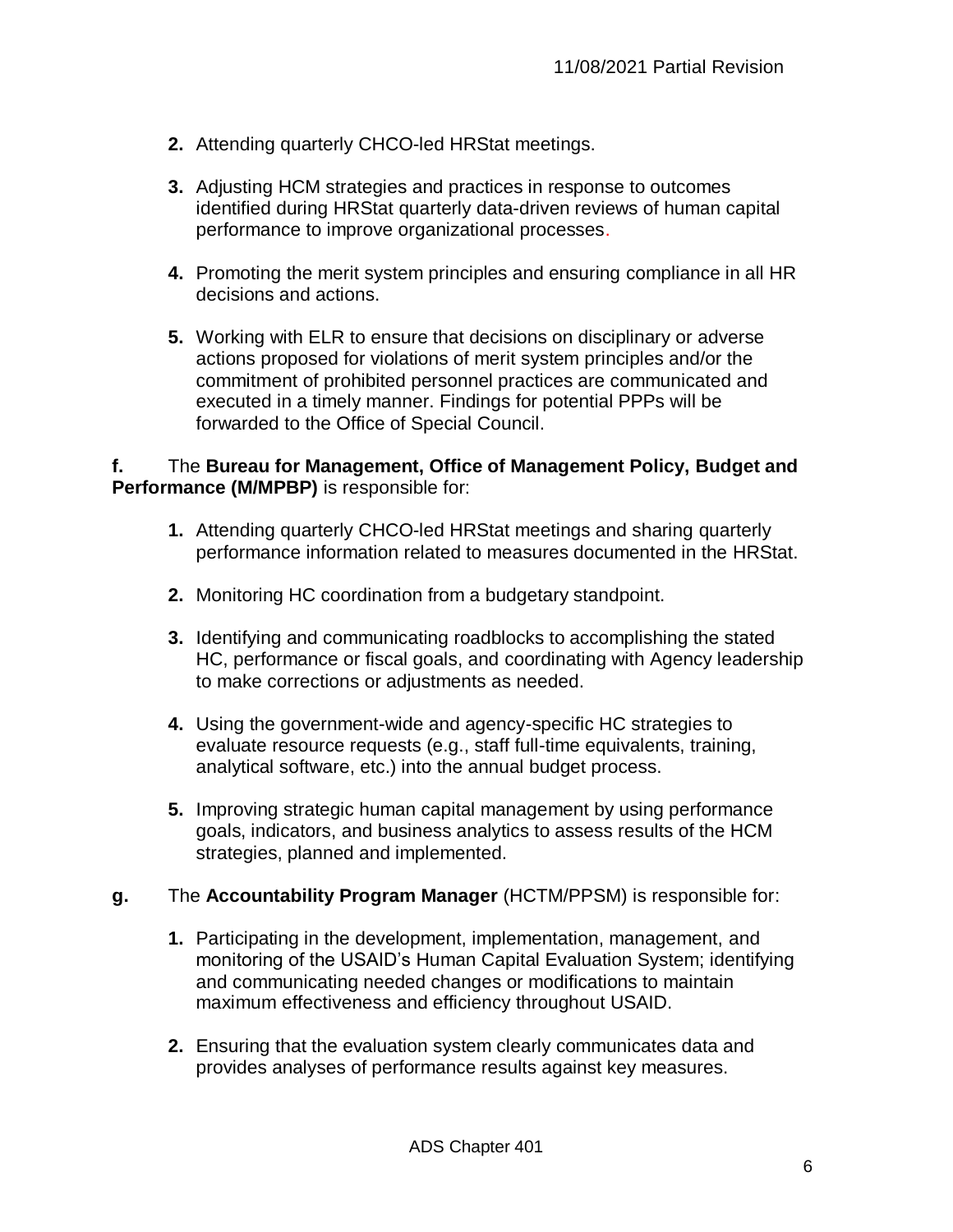2. Attending quarterly CHCO-led HRStat meetings.

3. Adjusting HCM strategies and practices in response to outcomes identified during HRStat quarterly data-driven reviews of human capital performance to improve organizational processes.

4. Promoting the merit system principles and ensuring compliance in all HR decisions and actions.

5. Working with ELR to ensure that decisions on disciplinary or adverse actions proposed for violations of merit system principles and/or the commitment of prohibited personnel practices are communicated and executed in a timely manner. Findings for potential PPPs will be forwarded to the Office of Special Council.

**f.** The **Bureau for Management, Office of Management Policy, Budget and Performance (M/MPBP)** is responsible for:

1. Attending quarterly CHCO-led HRStat meetings and sharing quarterly performance information related to measures documented in the HRStat.

2. Monitoring HC coordination from a budgetary standpoint.

3. Identifying and communicating roadblocks to accomplishing the stated HC, performance or fiscal goals, and coordinating with Agency leadership to make corrections or adjustments as needed.

4. Using the government-wide and agency-specific HC strategies to evaluate resource requests (e.g., staff full-time equivalents, training, analytical software, etc.) into the annual budget process.

5. Improving strategic human capital management by using performance goals, indicators, and business analytics to assess results of the HCM strategies, planned and implemented.

**g.** The **Accountability Program Manager** (HCTM/PPSM) is responsible for:

1. Participating in the development, implementation, management, and monitoring of the USAID's Human Capital Evaluation System; identifying and communicating needed changes or modifications to maintain maximum effectiveness and efficiency throughout USAID.

2. Ensuring that the evaluation system clearly communicates data and provides analyses of performance results against key measures.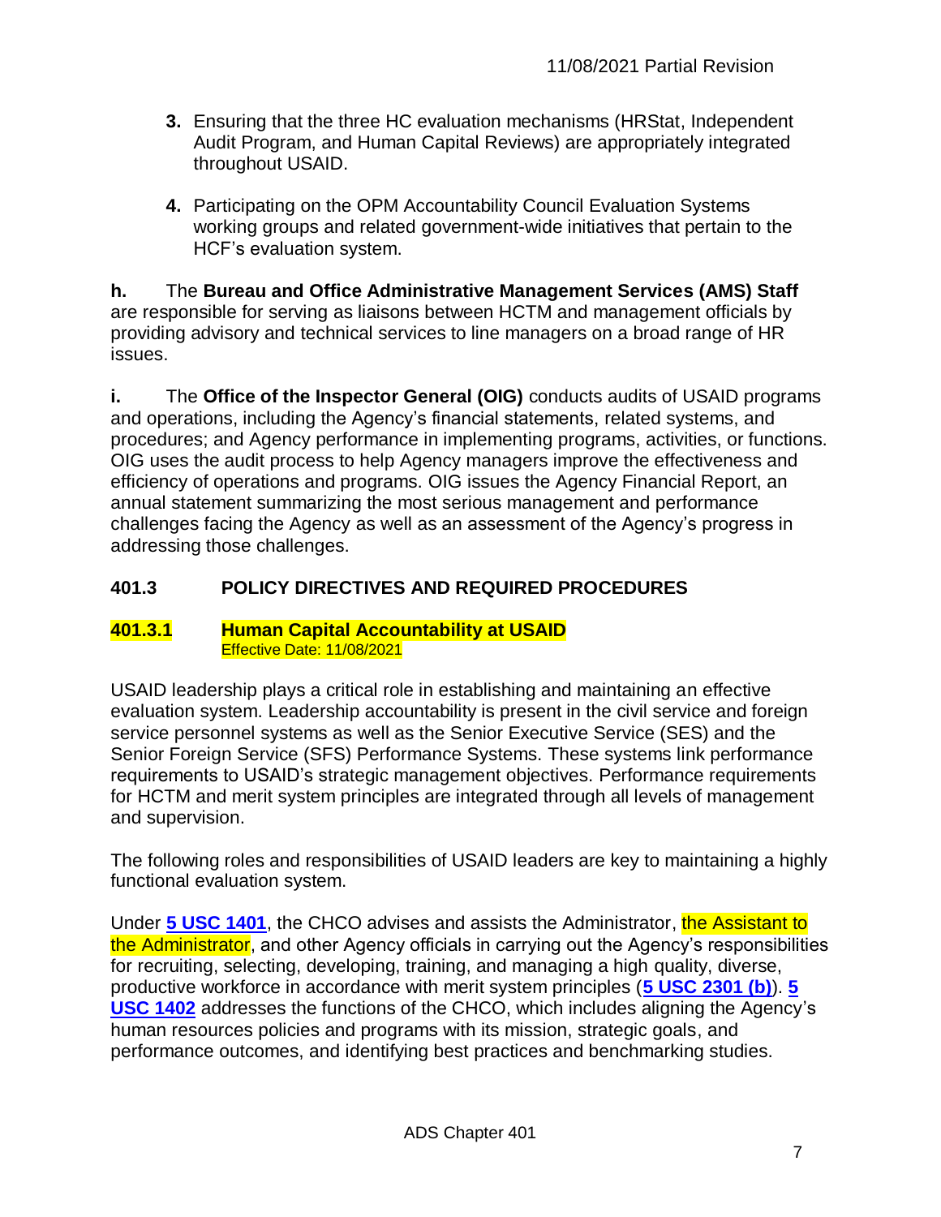3. Ensuring that the three HC evaluation mechanisms (HRStat, Independent Audit Program, and Human Capital Reviews) are appropriately integrated throughout USAID.

4. Participating on the OPM Accountability Council Evaluation Systems working groups and related government-wide initiatives that pertain to the HCF's evaluation system.

**h.** The **Bureau and Office Administrative Management Services (AMS) Staff** are responsible for serving as liaisons between HCTM and management officials by providing advisory and technical services to line managers on a broad range of HR issues.

**i.** The **Office of the Inspector General (OIG)** conducts audits of USAID programs and operations, including the Agency's financial statements, related systems, and procedures; and Agency performance in implementing programs, activities, or functions. OIG uses the audit process to help Agency managers improve the effectiveness and efficiency of operations and programs. OIG issues the Agency Financial Report, an annual statement summarizing the most serious management and performance challenges facing the Agency as well as an assessment of the Agency's progress in addressing those challenges.

## 401.3 POLICY DIRECTIVES AND REQUIRED PROCEDURES

### 401.3.1 Human Capital Accountability at USAID

Effective Date: 11/08/2021

USAID leadership plays a critical role in establishing and maintaining an effective evaluation system. Leadership accountability is present in the civil service and foreign service personnel systems as well as the Senior Executive Service (SES) and the Senior Foreign Service (SFS) Performance Systems. These systems link performance requirements to USAID's strategic management objectives. Performance requirements for HCTM and merit system principles are integrated through all levels of management and supervision.

The following roles and responsibilities of USAID leaders are key to maintaining a highly functional evaluation system.

Under **5 USC 1401**, the CHCO advises and assists the Administrator, the Assistant to the Administrator, and other Agency officials in carrying out the Agency's responsibilities for recruiting, selecting, developing, training, and managing a high quality, diverse, productive workforce in accordance with merit system principles (**5 USC 2301 (b)**). **5 USC 1402** addresses the functions of the CHCO, which includes aligning the Agency's human resources policies and programs with its mission, strategic goals, and performance outcomes, and identifying best practices and benchmarking studies.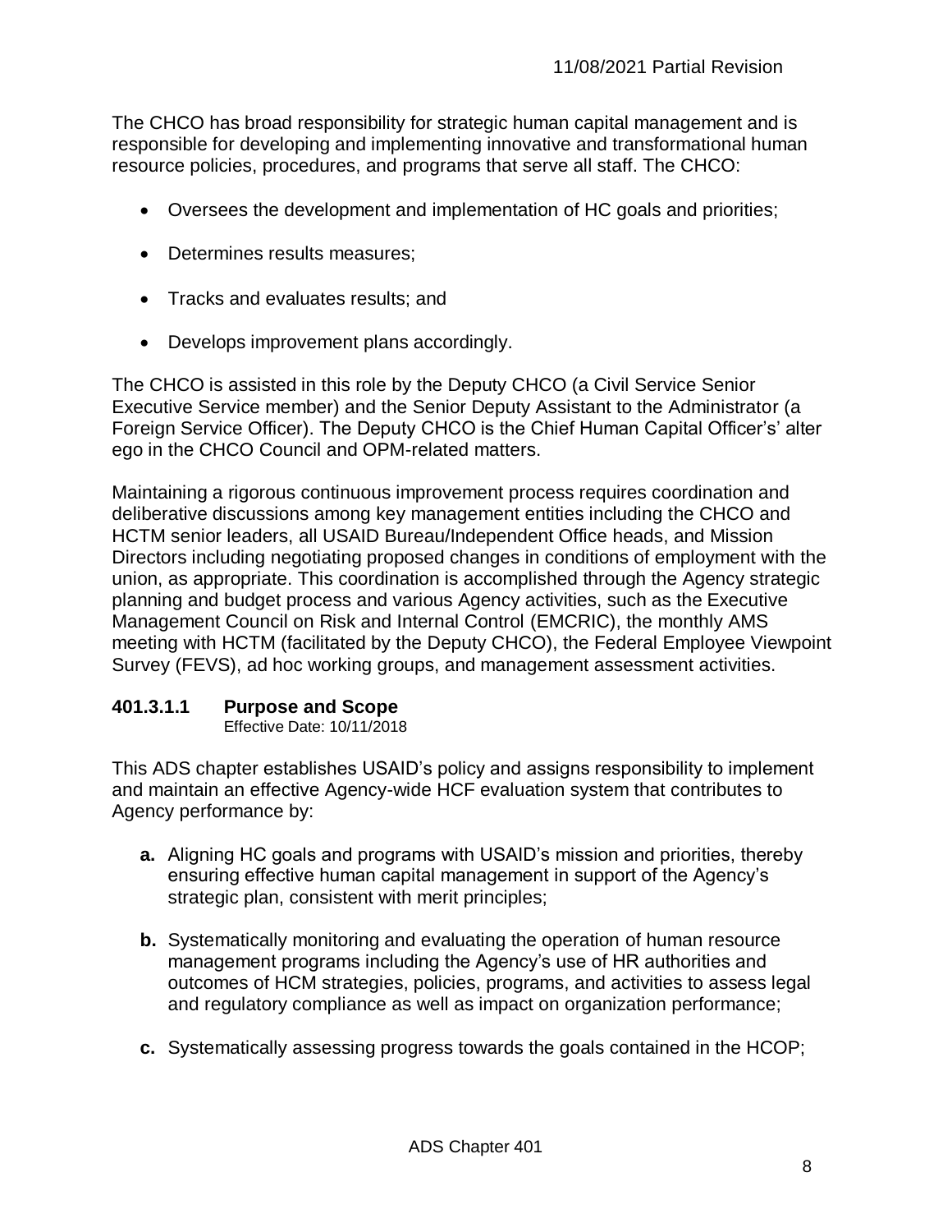The CHCO has broad responsibility for strategic human capital management and is responsible for developing and implementing innovative and transformational human resource policies, procedures, and programs that serve all staff. The CHCO:

- Oversees the development and implementation of HC goals and priorities;
- Determines results measures;
- Tracks and evaluates results; and
- Develops improvement plans accordingly.

The CHCO is assisted in this role by the Deputy CHCO (a Civil Service Senior Executive Service member) and the Senior Deputy Assistant to the Administrator (a Foreign Service Officer). The Deputy CHCO is the Chief Human Capital Officer's' alter ego in the CHCO Council and OPM-related matters.

Maintaining a rigorous continuous improvement process requires coordination and deliberative discussions among key management entities including the CHCO and HCTM senior leaders, all USAID Bureau/Independent Office heads, and Mission Directors including negotiating proposed changes in conditions of employment with the union, as appropriate. This coordination is accomplished through the Agency strategic planning and budget process and various Agency activities, such as the Executive Management Council on Risk and Internal Control (EMCRIC), the monthly AMS meeting with HCTM (facilitated by the Deputy CHCO), the Federal Employee Viewpoint Survey (FEVS), ad hoc working groups, and management assessment activities.

### 401.3.1.1 Purpose and Scope

Effective Date: 10/11/2018

This ADS chapter establishes USAID's policy and assigns responsibility to implement and maintain an effective Agency-wide HCF evaluation system that contributes to Agency performance by:

**a.** Aligning HC goals and programs with USAID's mission and priorities, thereby ensuring effective human capital management in support of the Agency's strategic plan, consistent with merit principles;

**b.** Systematically monitoring and evaluating the operation of human resource management programs including the Agency's use of HR authorities and outcomes of HCM strategies, policies, programs, and activities to assess legal and regulatory compliance as well as impact on organization performance;

**c.** Systematically assessing progress towards the goals contained in the HCOP;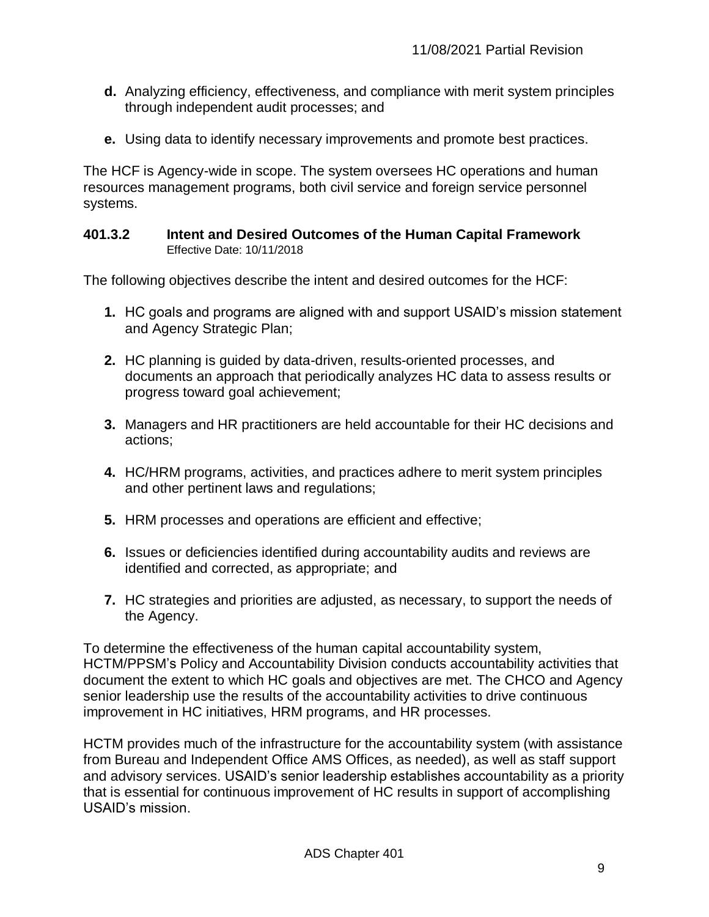**d.** Analyzing efficiency, effectiveness, and compliance with merit system principles through independent audit processes; and

**e.** Using data to identify necessary improvements and promote best practices.

The HCF is Agency-wide in scope. The system oversees HC operations and human resources management programs, both civil service and foreign service personnel systems.

### 401.3.2 Intent and Desired Outcomes of the Human Capital Framework

Effective Date: 10/11/2018

The following objectives describe the intent and desired outcomes for the HCF:

**1.** HC goals and programs are aligned with and support USAID's mission statement and Agency Strategic Plan;

**2.** HC planning is guided by data-driven, results-oriented processes, and documents an approach that periodically analyzes HC data to assess results or progress toward goal achievement;

**3.** Managers and HR practitioners are held accountable for their HC decisions and actions;

**4.** HC/HRM programs, activities, and practices adhere to merit system principles and other pertinent laws and regulations;

**5.** HRM processes and operations are efficient and effective;

**6.** Issues or deficiencies identified during accountability audits and reviews are identified and corrected, as appropriate; and

**7.** HC strategies and priorities are adjusted, as necessary, to support the needs of the Agency.

To determine the effectiveness of the human capital accountability system, HCTM/PPSM's Policy and Accountability Division conducts accountability activities that document the extent to which HC goals and objectives are met. The CHCO and Agency senior leadership use the results of the accountability activities to drive continuous improvement in HC initiatives, HRM programs, and HR processes.

HCTM provides much of the infrastructure for the accountability system (with assistance from Bureau and Independent Office AMS Offices, as needed), as well as staff support and advisory services. USAID's senior leadership establishes accountability as a priority that is essential for continuous improvement of HC results in support of accomplishing USAID's mission.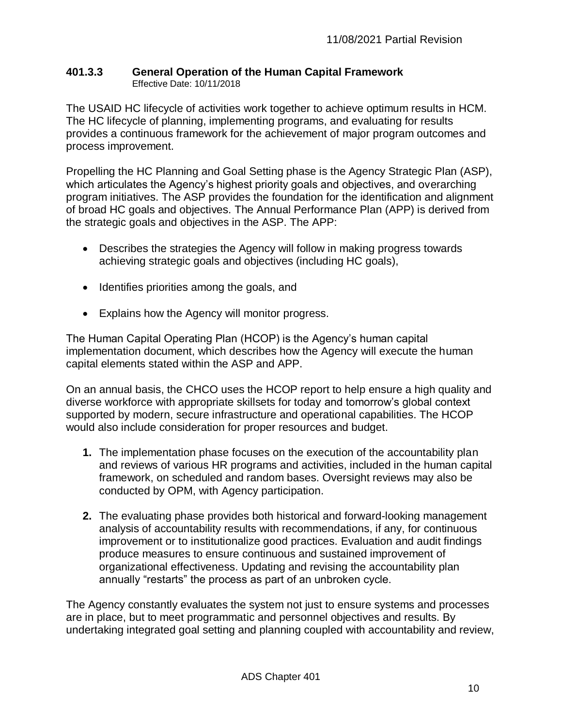### 401.3.3 General Operation of the Human Capital Framework

Effective Date: 10/11/2018

The USAID HC lifecycle of activities work together to achieve optimum results in HCM. The HC lifecycle of planning, implementing programs, and evaluating for results provides a continuous framework for the achievement of major program outcomes and process improvement.

Propelling the HC Planning and Goal Setting phase is the Agency Strategic Plan (ASP), which articulates the Agency's highest priority goals and objectives, and overarching program initiatives. The ASP provides the foundation for the identification and alignment of broad HC goals and objectives. The Annual Performance Plan (APP) is derived from the strategic goals and objectives in the ASP. The APP:

- Describes the strategies the Agency will follow in making progress towards achieving strategic goals and objectives (including HC goals),
- Identifies priorities among the goals, and
- Explains how the Agency will monitor progress.

The Human Capital Operating Plan (HCOP) is the Agency's human capital implementation document, which describes how the Agency will execute the human capital elements stated within the ASP and APP.

On an annual basis, the CHCO uses the HCOP report to help ensure a high quality and diverse workforce with appropriate skillsets for today and tomorrow's global context supported by modern, secure infrastructure and operational capabilities. The HCOP would also include consideration for proper resources and budget.

1. The implementation phase focuses on the execution of the accountability plan and reviews of various HR programs and activities, included in the human capital framework, on scheduled and random bases. Oversight reviews may also be conducted by OPM, with Agency participation.
2. The evaluating phase provides both historical and forward-looking management analysis of accountability results with recommendations, if any, for continuous improvement or to institutionalize good practices. Evaluation and audit findings produce measures to ensure continuous and sustained improvement of organizational effectiveness. Updating and revising the accountability plan annually "restarts" the process as part of an unbroken cycle.

The Agency constantly evaluates the system not just to ensure systems and processes are in place, but to meet programmatic and personnel objectives and results. By undertaking integrated goal setting and planning coupled with accountability and review,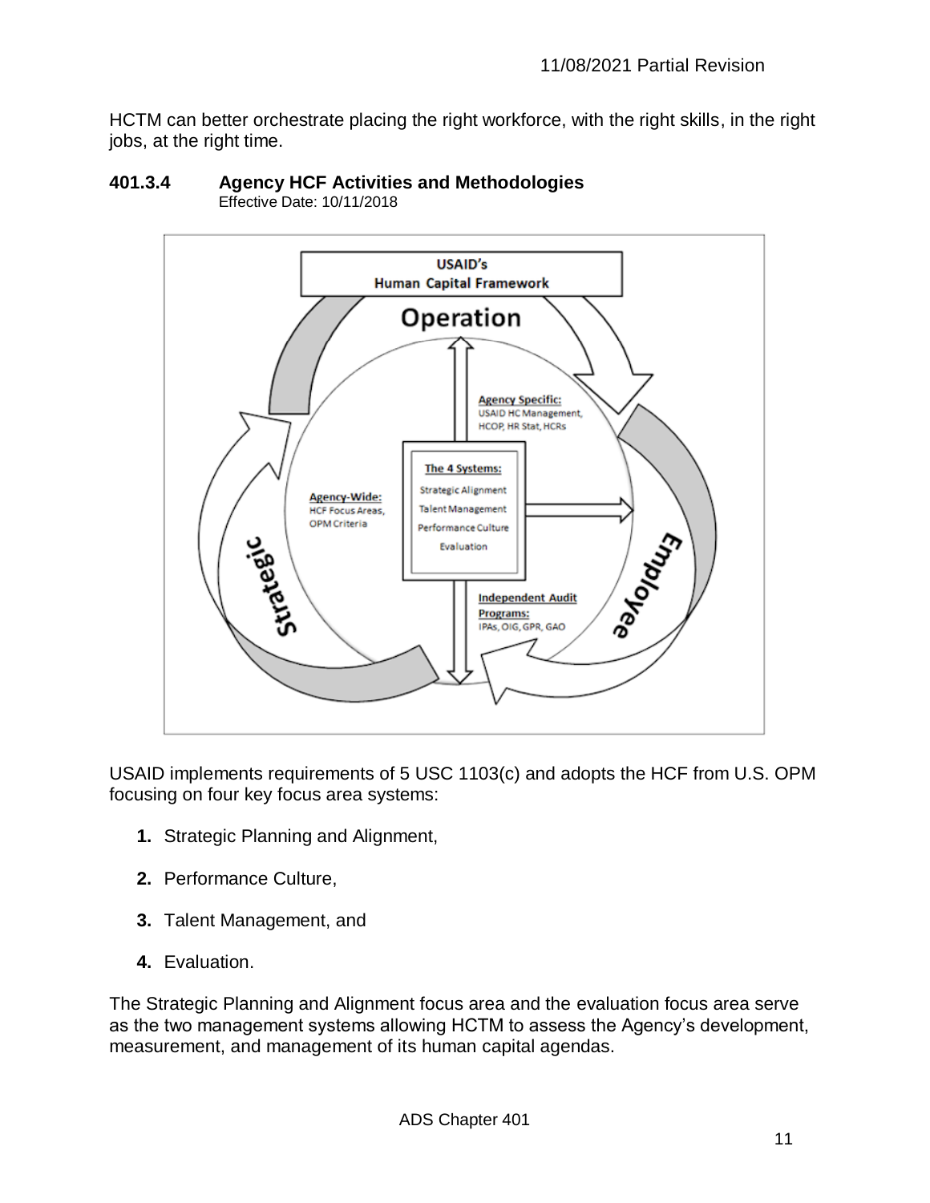HCTM can better orchestrate placing the right workforce, with the right skills, in the right jobs, at the right time.

### 401.3.4 Agency HCF Activities and Methodologies

Effective Date: 10/11/2018

USAID's Human Capital Framework

Operation

Agency Specific: USAID HC Management, HCOP, HR Stat, HCRs

The 4 Systems: Strategic Alignment, Talent Management, Performance Culture, Evaluation

Agency-Wide: HCF Focus Areas, OPM Criteria

Independent Audit Programs: IPAs, OIG, GPR, GAO

Strategic

Employee

USAID implements requirements of 5 USC 1103(c) and adopts the HCF from U.S. OPM focusing on four key focus area systems:

1. Strategic Planning and Alignment,
2. Performance Culture,
3. Talent Management, and
4. Evaluation.

The Strategic Planning and Alignment focus area and the evaluation focus area serve as the two management systems allowing HCTM to assess the Agency's development, measurement, and management of its human capital agendas.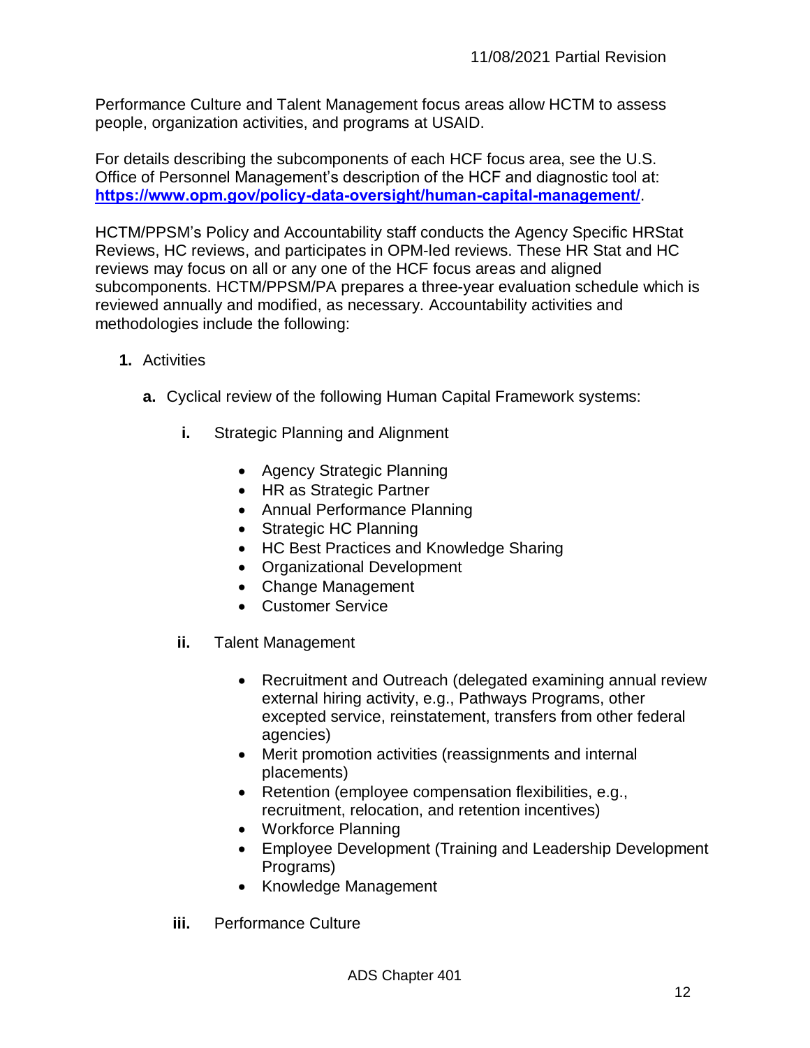Performance Culture and Talent Management focus areas allow HCTM to assess people, organization activities, and programs at USAID.

For details describing the subcomponents of each HCF focus area, see the U.S. Office of Personnel Management's description of the HCF and diagnostic tool at: **https://www.opm.gov/policy-data-oversight/human-capital-management/**.

HCTM/PPSM's Policy and Accountability staff conducts the Agency Specific HRStat Reviews, HC reviews, and participates in OPM-led reviews. These HR Stat and HC reviews may focus on all or any one of the HCF focus areas and aligned subcomponents. HCTM/PPSM/PA prepares a three-year evaluation schedule which is reviewed annually and modified, as necessary. Accountability activities and methodologies include the following:

1. Activities

   a. Cyclical review of the following Human Capital Framework systems:

      i. Strategic Planning and Alignment

         - Agency Strategic Planning
         - HR as Strategic Partner
         - Annual Performance Planning
         - Strategic HC Planning
         - HC Best Practices and Knowledge Sharing
         - Organizational Development
         - Change Management
         - Customer Service

      ii. Talent Management

         - Recruitment and Outreach (delegated examining annual review external hiring activity, e.g., Pathways Programs, other excepted service, reinstatement, transfers from other federal agencies)
         - Merit promotion activities (reassignments and internal placements)
         - Retention (employee compensation flexibilities, e.g., recruitment, relocation, and retention incentives)
         - Workforce Planning
         - Employee Development (Training and Leadership Development Programs)
         - Knowledge Management

      iii. Performance Culture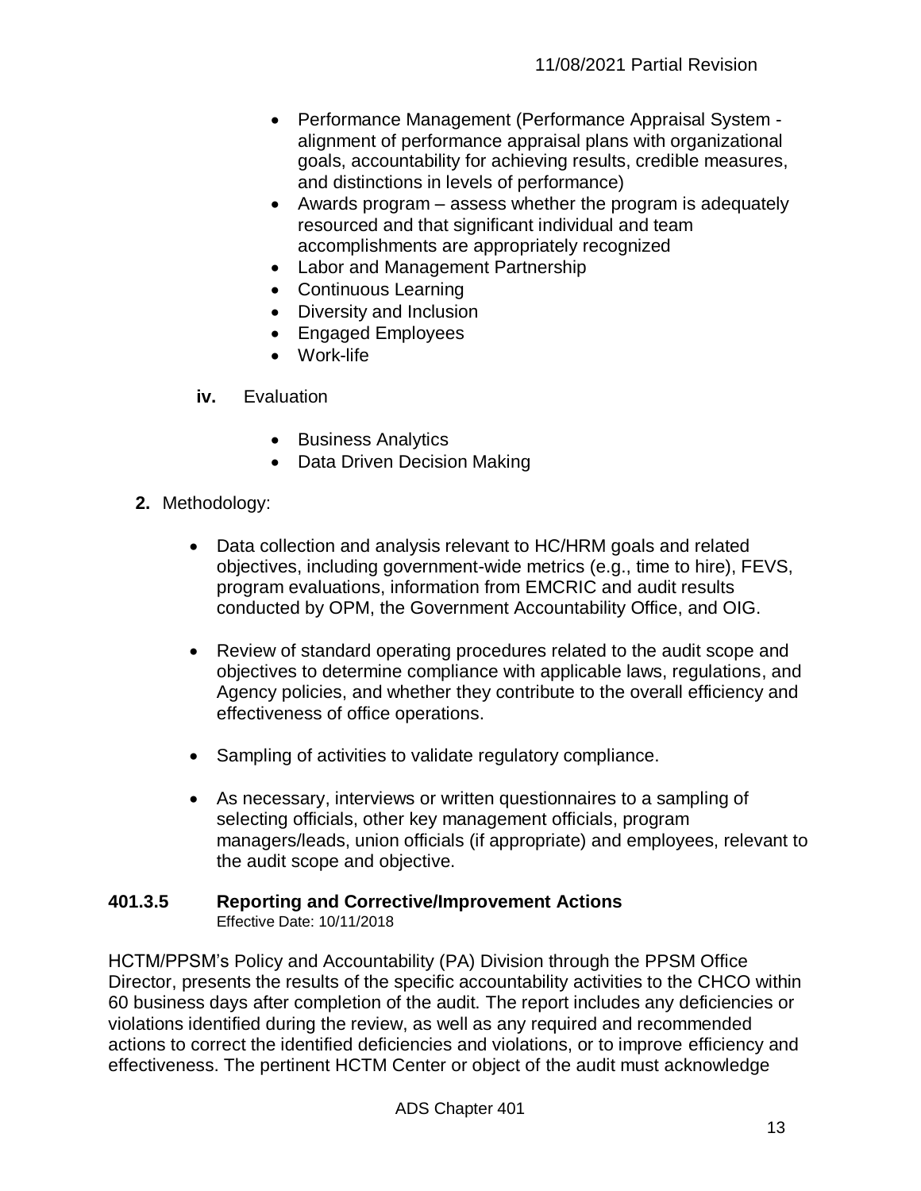- Performance Management (Performance Appraisal System - alignment of performance appraisal plans with organizational goals, accountability for achieving results, credible measures, and distinctions in levels of performance)
- Awards program – assess whether the program is adequately resourced and that significant individual and team accomplishments are appropriately recognized
- Labor and Management Partnership
- Continuous Learning
- Diversity and Inclusion
- Engaged Employees
- Work-life

**iv.** Evaluation

- Business Analytics
- Data Driven Decision Making

**2.** Methodology:

- Data collection and analysis relevant to HC/HRM goals and related objectives, including government-wide metrics (e.g., time to hire), FEVS, program evaluations, information from EMCRIC and audit results conducted by OPM, the Government Accountability Office, and OIG.
- Review of standard operating procedures related to the audit scope and objectives to determine compliance with applicable laws, regulations, and Agency policies, and whether they contribute to the overall efficiency and effectiveness of office operations.
- Sampling of activities to validate regulatory compliance.
- As necessary, interviews or written questionnaires to a sampling of selecting officials, other key management officials, program managers/leads, union officials (if appropriate) and employees, relevant to the audit scope and objective.

### 401.3.5 Reporting and Corrective/Improvement Actions

Effective Date: 10/11/2018

HCTM/PPSM's Policy and Accountability (PA) Division through the PPSM Office Director, presents the results of the specific accountability activities to the CHCO within 60 business days after completion of the audit. The report includes any deficiencies or violations identified during the review, as well as any required and recommended actions to correct the identified deficiencies and violations, or to improve efficiency and effectiveness. The pertinent HCTM Center or object of the audit must acknowledge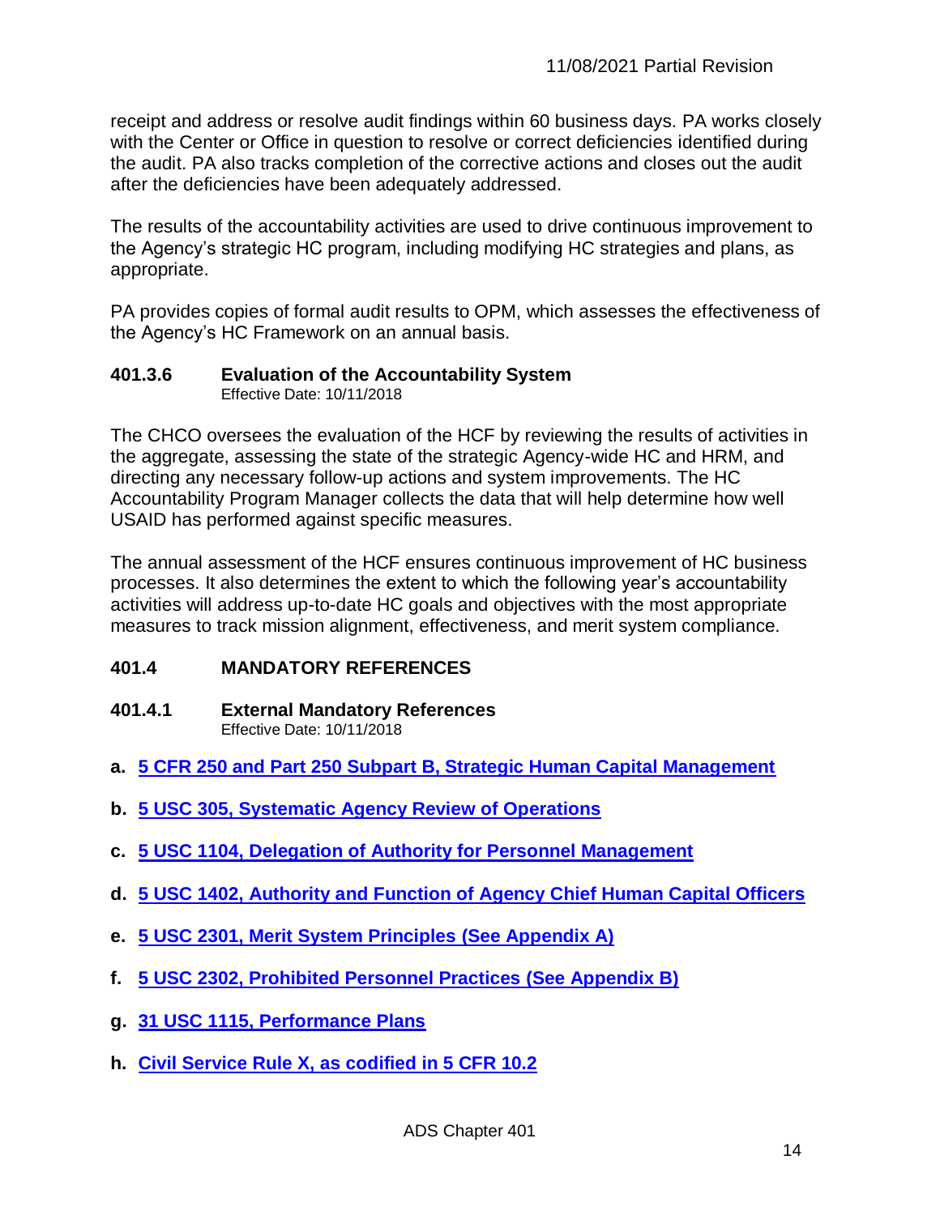receipt and address or resolve audit findings within 60 business days. PA works closely with the Center or Office in question to resolve or correct deficiencies identified during the audit. PA also tracks completion of the corrective actions and closes out the audit after the deficiencies have been adequately addressed.

The results of the accountability activities are used to drive continuous improvement to the Agency's strategic HC program, including modifying HC strategies and plans, as appropriate.

PA provides copies of formal audit results to OPM, which assesses the effectiveness of the Agency's HC Framework on an annual basis.

### 401.3.6 Evaluation of the Accountability System

Effective Date: 10/11/2018

The CHCO oversees the evaluation of the HCF by reviewing the results of activities in the aggregate, assessing the state of the strategic Agency-wide HC and HRM, and directing any necessary follow-up actions and system improvements. The HC Accountability Program Manager collects the data that will help determine how well USAID has performed against specific measures.

The annual assessment of the HCF ensures continuous improvement of HC business processes. It also determines the extent to which the following year's accountability activities will address up-to-date HC goals and objectives with the most appropriate measures to track mission alignment, effectiveness, and merit system compliance.

## 401.4 MANDATORY REFERENCES

### 401.4.1 External Mandatory References

Effective Date: 10/11/2018

**a. 5 CFR 250 and Part 250 Subpart B, Strategic Human Capital Management**

**b. 5 USC 305, Systematic Agency Review of Operations**

**c. 5 USC 1104, Delegation of Authority for Personnel Management**

**d. 5 USC 1402, Authority and Function of Agency Chief Human Capital Officers**

**e. 5 USC 2301, Merit System Principles (See Appendix A)**

**f. 5 USC 2302, Prohibited Personnel Practices (See Appendix B)**

**g. 31 USC 1115, Performance Plans**

**h. Civil Service Rule X, as codified in 5 CFR 10.2**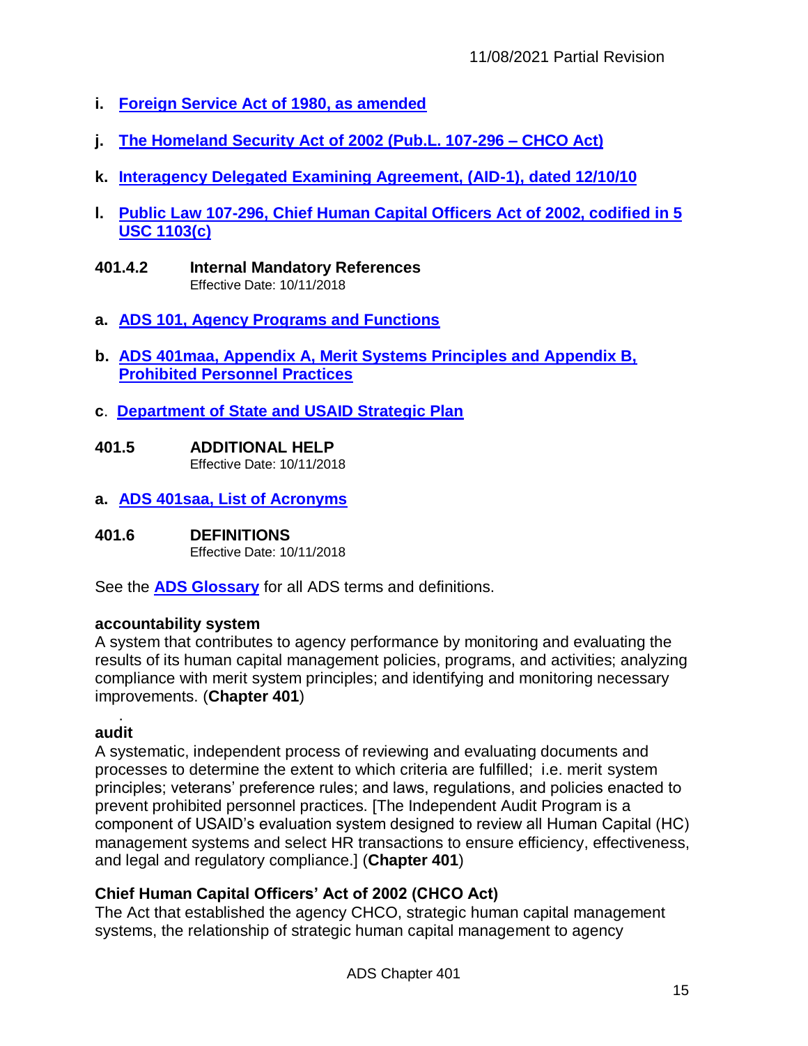**i. Foreign Service Act of 1980, as amended**

**j. The Homeland Security Act of 2002 (Pub.L. 107-296 – CHCO Act)**

**k. Interagency Delegated Examining Agreement, (AID-1), dated 12/10/10**

**l. Public Law 107-296, Chief Human Capital Officers Act of 2002, codified in 5 USC 1103(c)**

### 401.4.2 Internal Mandatory References

Effective Date: 10/11/2018

**a. ADS 101, Agency Programs and Functions**

**b. ADS 401maa, Appendix A, Merit Systems Principles and Appendix B, Prohibited Personnel Practices**

**c. Department of State and USAID Strategic Plan**

## 401.5 ADDITIONAL HELP

Effective Date: 10/11/2018

**a. ADS 401saa, List of Acronyms**

## 401.6 DEFINITIONS

Effective Date: 10/11/2018

See the **ADS Glossary** for all ADS terms and definitions.

**accountability system**
A system that contributes to agency performance by monitoring and evaluating the results of its human capital management policies, programs, and activities; analyzing compliance with merit system principles; and identifying and monitoring necessary improvements. (**Chapter 401**)

**audit**
A systematic, independent process of reviewing and evaluating documents and processes to determine the extent to which criteria are fulfilled; i.e. merit system principles; veterans' preference rules; and laws, regulations, and policies enacted to prevent prohibited personnel practices. [The Independent Audit Program is a component of USAID's evaluation system designed to review all Human Capital (HC) management systems and select HR transactions to ensure efficiency, effectiveness, and legal and regulatory compliance.] (**Chapter 401**)

**Chief Human Capital Officers' Act of 2002 (CHCO Act)**
The Act that established the agency CHCO, strategic human capital management systems, the relationship of strategic human capital management to agency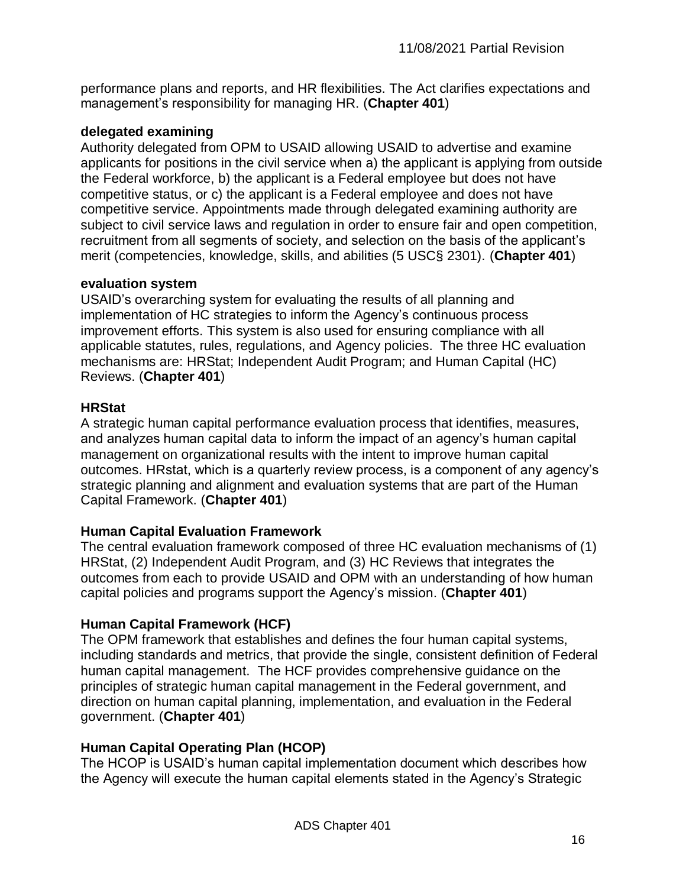performance plans and reports, and HR flexibilities. The Act clarifies expectations and management's responsibility for managing HR. (**Chapter 401**)

**delegated examining**
Authority delegated from OPM to USAID allowing USAID to advertise and examine applicants for positions in the civil service when a) the applicant is applying from outside the Federal workforce, b) the applicant is a Federal employee but does not have competitive status, or c) the applicant is a Federal employee and does not have competitive service. Appointments made through delegated examining authority are subject to civil service laws and regulation in order to ensure fair and open competition, recruitment from all segments of society, and selection on the basis of the applicant's merit (competencies, knowledge, skills, and abilities (5 USC§ 2301). (**Chapter 401**)

**evaluation system**
USAID's overarching system for evaluating the results of all planning and implementation of HC strategies to inform the Agency's continuous process improvement efforts. This system is also used for ensuring compliance with all applicable statutes, rules, regulations, and Agency policies. The three HC evaluation mechanisms are: HRStat; Independent Audit Program; and Human Capital (HC) Reviews. (**Chapter 401**)

**HRStat**
A strategic human capital performance evaluation process that identifies, measures, and analyzes human capital data to inform the impact of an agency's human capital management on organizational results with the intent to improve human capital outcomes. HRstat, which is a quarterly review process, is a component of any agency's strategic planning and alignment and evaluation systems that are part of the Human Capital Framework. (**Chapter 401**)

**Human Capital Evaluation Framework**
The central evaluation framework composed of three HC evaluation mechanisms of (1) HRStat, (2) Independent Audit Program, and (3) HC Reviews that integrates the outcomes from each to provide USAID and OPM with an understanding of how human capital policies and programs support the Agency's mission. (**Chapter 401**)

**Human Capital Framework (HCF)**
The OPM framework that establishes and defines the four human capital systems, including standards and metrics, that provide the single, consistent definition of Federal human capital management. The HCF provides comprehensive guidance on the principles of strategic human capital management in the Federal government, and direction on human capital planning, implementation, and evaluation in the Federal government. (**Chapter 401**)

**Human Capital Operating Plan (HCOP)**
The HCOP is USAID's human capital implementation document which describes how the Agency will execute the human capital elements stated in the Agency's Strategic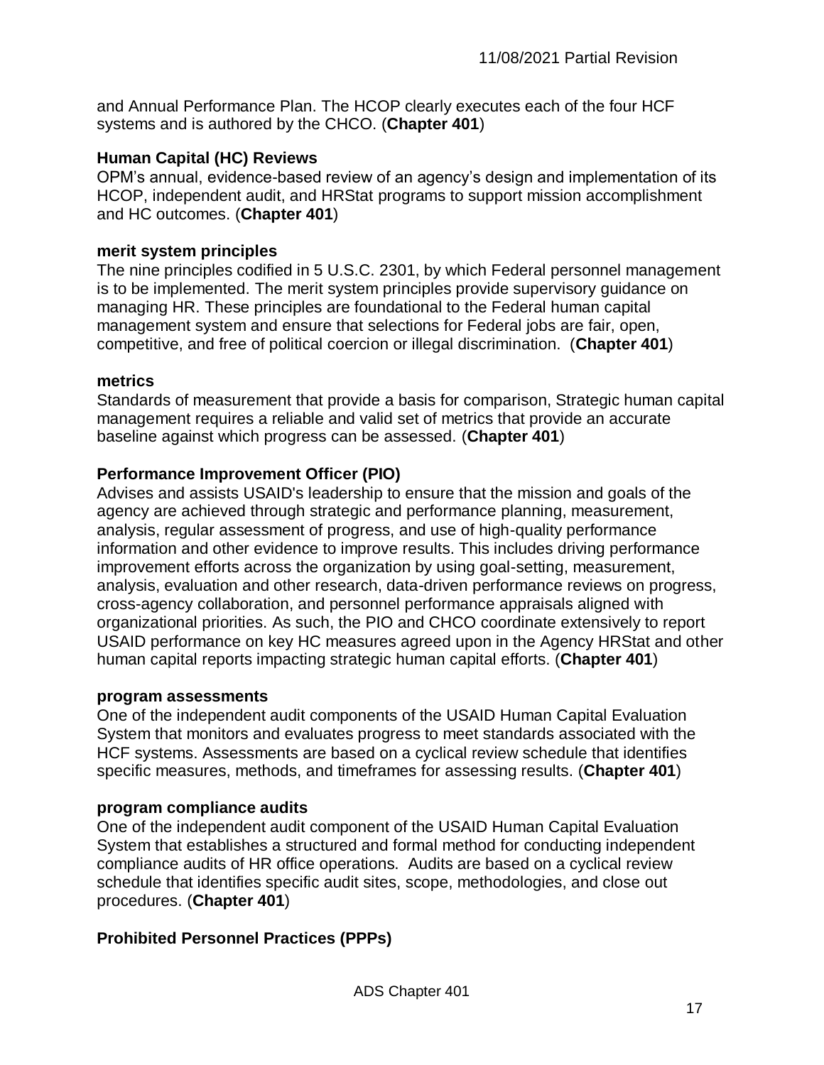and Annual Performance Plan. The HCOP clearly executes each of the four HCF systems and is authored by the CHCO. (**Chapter 401**)

**Human Capital (HC) Reviews**
OPM's annual, evidence-based review of an agency's design and implementation of its HCOP, independent audit, and HRStat programs to support mission accomplishment and HC outcomes. (**Chapter 401**)

**merit system principles**
The nine principles codified in 5 U.S.C. 2301, by which Federal personnel management is to be implemented. The merit system principles provide supervisory guidance on managing HR. These principles are foundational to the Federal human capital management system and ensure that selections for Federal jobs are fair, open, competitive, and free of political coercion or illegal discrimination. (**Chapter 401**)

**metrics**
Standards of measurement that provide a basis for comparison, Strategic human capital management requires a reliable and valid set of metrics that provide an accurate baseline against which progress can be assessed. (**Chapter 401**)

**Performance Improvement Officer (PIO)**
Advises and assists USAID's leadership to ensure that the mission and goals of the agency are achieved through strategic and performance planning, measurement, analysis, regular assessment of progress, and use of high-quality performance information and other evidence to improve results. This includes driving performance improvement efforts across the organization by using goal-setting, measurement, analysis, evaluation and other research, data-driven performance reviews on progress, cross-agency collaboration, and personnel performance appraisals aligned with organizational priorities. As such, the PIO and CHCO coordinate extensively to report USAID performance on key HC measures agreed upon in the Agency HRStat and other human capital reports impacting strategic human capital efforts. (**Chapter 401**)

**program assessments**
One of the independent audit components of the USAID Human Capital Evaluation System that monitors and evaluates progress to meet standards associated with the HCF systems. Assessments are based on a cyclical review schedule that identifies specific measures, methods, and timeframes for assessing results. (**Chapter 401**)

**program compliance audits**
One of the independent audit component of the USAID Human Capital Evaluation System that establishes a structured and formal method for conducting independent compliance audits of HR office operations. Audits are based on a cyclical review schedule that identifies specific audit sites, scope, methodologies, and close out procedures. (**Chapter 401**)

**Prohibited Personnel Practices (PPPs)**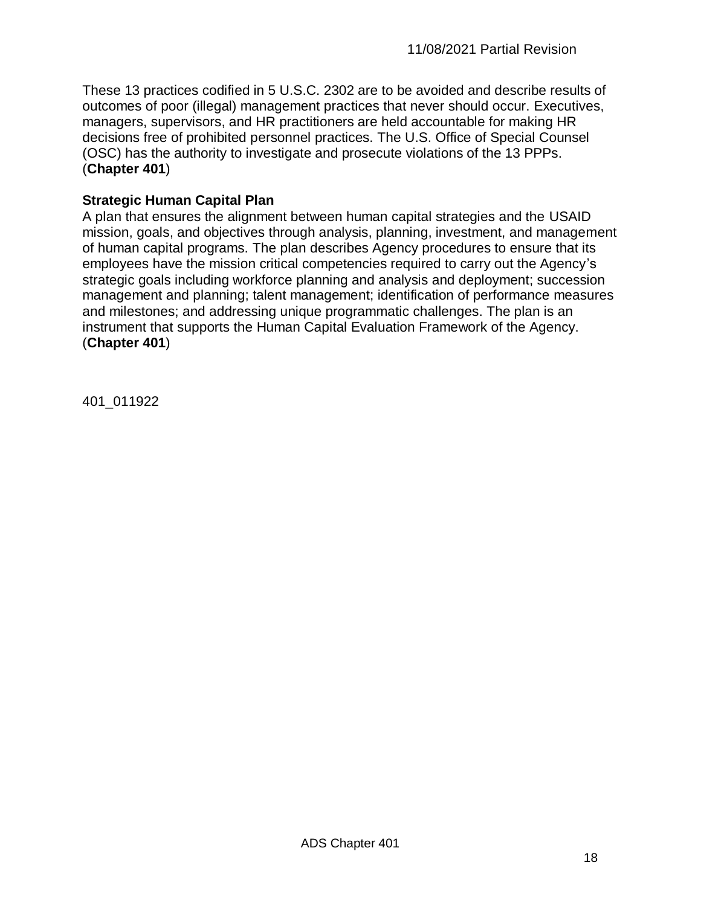These 13 practices codified in 5 U.S.C. 2302 are to be avoided and describe results of outcomes of poor (illegal) management practices that never should occur. Executives, managers, supervisors, and HR practitioners are held accountable for making HR decisions free of prohibited personnel practices. The U.S. Office of Special Counsel (OSC) has the authority to investigate and prosecute violations of the 13 PPPs. (**Chapter 401**)

**Strategic Human Capital Plan**
A plan that ensures the alignment between human capital strategies and the USAID mission, goals, and objectives through analysis, planning, investment, and management of human capital programs. The plan describes Agency procedures to ensure that its employees have the mission critical competencies required to carry out the Agency's strategic goals including workforce planning and analysis and deployment; succession management and planning; talent management; identification of performance measures and milestones; and addressing unique programmatic challenges. The plan is an instrument that supports the Human Capital Evaluation Framework of the Agency. (**Chapter 401**)

401_011922